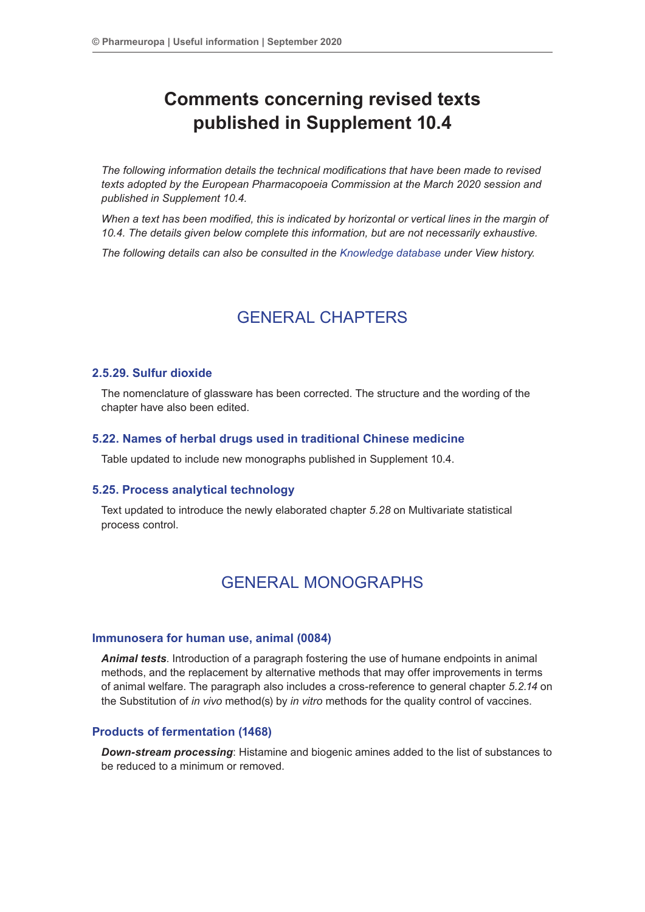# Comments concerning revised texts published in Supplement 10.4

*The following information details the technical modifications that have been made to revised texts adopted by the European Pharmacopoeia Commission at the March 2020 session and published in Supplement 10.4.*

*When a text has been modified, this is indicated by horizontal or vertical lines in the margin of 10.4. The details given below complete this information, but are not necessarily exhaustive.*

*The following details can also be consulted in the Knowledge database under View history.*

## GENERAL CHAPTERS

### 2.5.29. Sulfur dioxide

The nomenclature of glassware has been corrected. The structure and the wording of the chapter have also been edited.

### 5.22. Names of herbal drugs used in traditional Chinese medicine

Table updated to include new monographs published in Supplement 10.4.

### 5.25. Process analytical technology

Text updated to introduce the newly elaborated chapter *5.28* on Multivariate statistical process control.

## GENERAL MONOGRAPHS

### Immunosera for human use, animal (0084)

***Animal tests***. Introduction of a paragraph fostering the use of humane endpoints in animal methods, and the replacement by alternative methods that may offer improvements in terms of animal welfare. The paragraph also includes a cross-reference to general chapter *5.2.14* on the Substitution of *in vivo* method(s) by *in vitro* methods for the quality control of vaccines.

### Products of fermentation (1468)

***Down-stream processing***: Histamine and biogenic amines added to the list of substances to be reduced to a minimum or removed.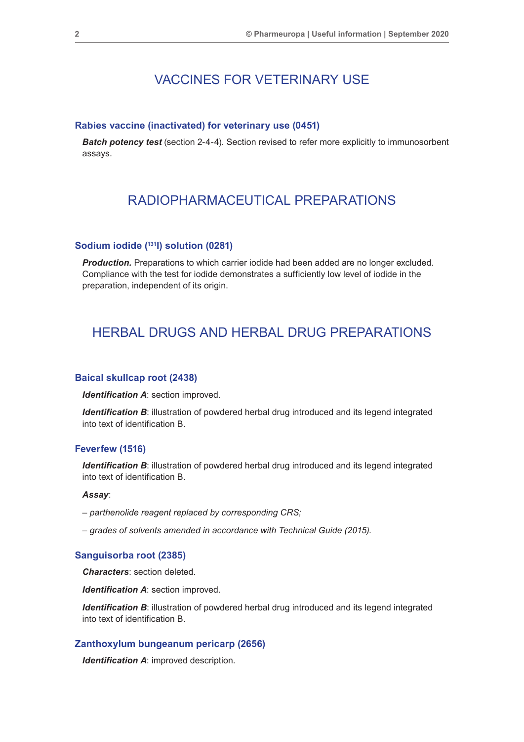## VACCINES FOR VETERINARY USE

### Rabies vaccine (inactivated) for veterinary use (0451)

***Batch potency test*** (section 2-4-4). Section revised to refer more explicitly to immunosorbent assays.

## RADIOPHARMACEUTICAL PREPARATIONS

### Sodium iodide ($^{131}$I) solution (0281)

***Production.*** Preparations to which carrier iodide had been added are no longer excluded. Compliance with the test for iodide demonstrates a sufficiently low level of iodide in the preparation, independent of its origin.

## HERBAL DRUGS AND HERBAL DRUG PREPARATIONS

### Baical skullcap root (2438)

***Identification A***: section improved.

***Identification B***: illustration of powdered herbal drug introduced and its legend integrated into text of identification B.

### Feverfew (1516)

***Identification B***: illustration of powdered herbal drug introduced and its legend integrated into text of identification B.

***Assay***:

– *parthenolide reagent replaced by corresponding CRS;*

– *grades of solvents amended in accordance with Technical Guide (2015).*

### Sanguisorba root (2385)

***Characters***: section deleted.

***Identification A***: section improved.

***Identification B***: illustration of powdered herbal drug introduced and its legend integrated into text of identification B.

### Zanthoxylum bungeanum pericarp (2656)

***Identification A***: improved description.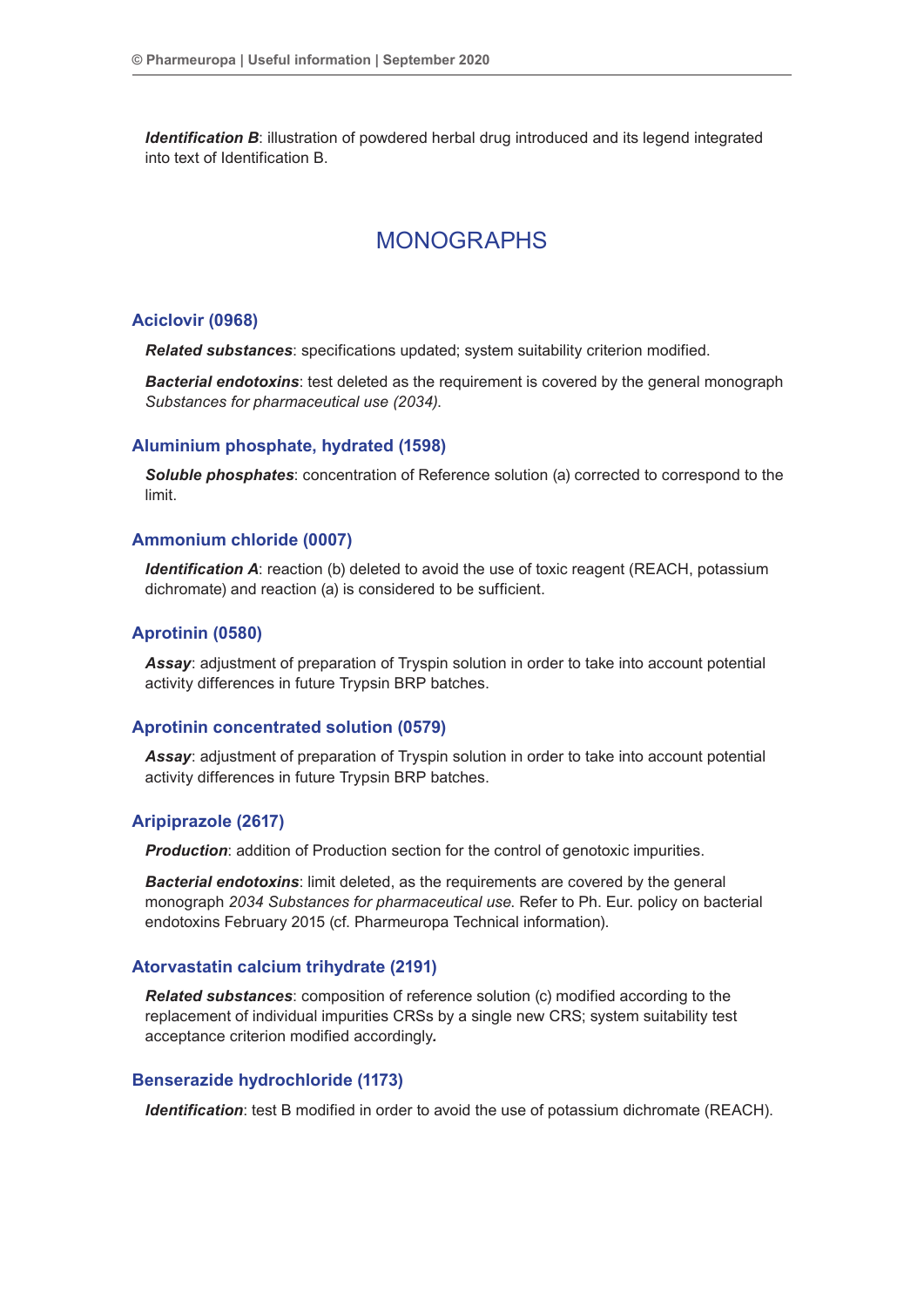***Identification B***: illustration of powdered herbal drug introduced and its legend integrated into text of Identification B.

# MONOGRAPHS

## Aciclovir (0968)

***Related substances***: specifications updated; system suitability criterion modified.

***Bacterial endotoxins***: test deleted as the requirement is covered by the general monograph *Substances for pharmaceutical use (2034).*

## Aluminium phosphate, hydrated (1598)

***Soluble phosphates***: concentration of Reference solution (a) corrected to correspond to the limit.

## Ammonium chloride (0007)

***Identification A***: reaction (b) deleted to avoid the use of toxic reagent (REACH, potassium dichromate) and reaction (a) is considered to be sufficient.

## Aprotinin (0580)

***Assay***: adjustment of preparation of Tryspin solution in order to take into account potential activity differences in future Trypsin BRP batches.

## Aprotinin concentrated solution (0579)

***Assay***: adjustment of preparation of Tryspin solution in order to take into account potential activity differences in future Trypsin BRP batches.

## Aripiprazole (2617)

***Production***: addition of Production section for the control of genotoxic impurities.

***Bacterial endotoxins***: limit deleted, as the requirements are covered by the general monograph *2034 Substances for pharmaceutical use.* Refer to Ph. Eur. policy on bacterial endotoxins February 2015 (cf. Pharmeuropa Technical information).

## Atorvastatin calcium trihydrate (2191)

***Related substances***: composition of reference solution (c) modified according to the replacement of individual impurities CRSs by a single new CRS; system suitability test acceptance criterion modified accordingly***.***

## Benserazide hydrochloride (1173)

***Identification***: test B modified in order to avoid the use of potassium dichromate (REACH).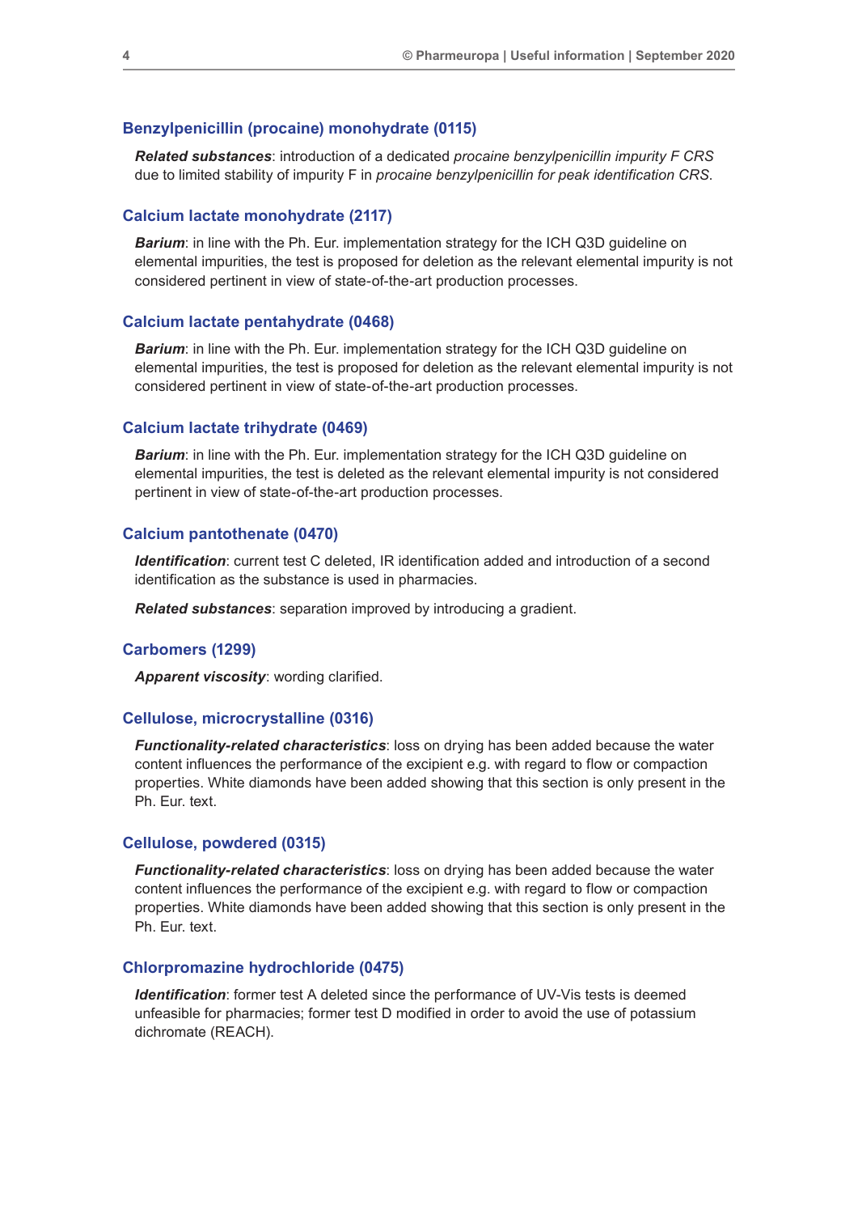### Benzylpenicillin (procaine) monohydrate (0115)

***Related substances***: introduction of a dedicated *procaine benzylpenicillin impurity F CRS* due to limited stability of impurity F in *procaine benzylpenicillin for peak identification CRS*.

### Calcium lactate monohydrate (2117)

***Barium***: in line with the Ph. Eur. implementation strategy for the ICH Q3D guideline on elemental impurities, the test is proposed for deletion as the relevant elemental impurity is not considered pertinent in view of state-of-the-art production processes.

### Calcium lactate pentahydrate (0468)

***Barium***: in line with the Ph. Eur. implementation strategy for the ICH Q3D guideline on elemental impurities, the test is proposed for deletion as the relevant elemental impurity is not considered pertinent in view of state-of-the-art production processes.

### Calcium lactate trihydrate (0469)

***Barium***: in line with the Ph. Eur. implementation strategy for the ICH Q3D guideline on elemental impurities, the test is deleted as the relevant elemental impurity is not considered pertinent in view of state-of-the-art production processes.

### Calcium pantothenate (0470)

***Identification***: current test C deleted, IR identification added and introduction of a second identification as the substance is used in pharmacies.

***Related substances***: separation improved by introducing a gradient.

### Carbomers (1299)

***Apparent viscosity***: wording clarified.

### Cellulose, microcrystalline (0316)

***Functionality-related characteristics***: loss on drying has been added because the water content influences the performance of the excipient e.g. with regard to flow or compaction properties. White diamonds have been added showing that this section is only present in the Ph. Eur. text.

### Cellulose, powdered (0315)

***Functionality-related characteristics***: loss on drying has been added because the water content influences the performance of the excipient e.g. with regard to flow or compaction properties. White diamonds have been added showing that this section is only present in the Ph. Eur. text.

### Chlorpromazine hydrochloride (0475)

***Identification***: former test A deleted since the performance of UV-Vis tests is deemed unfeasible for pharmacies; former test D modified in order to avoid the use of potassium dichromate (REACH).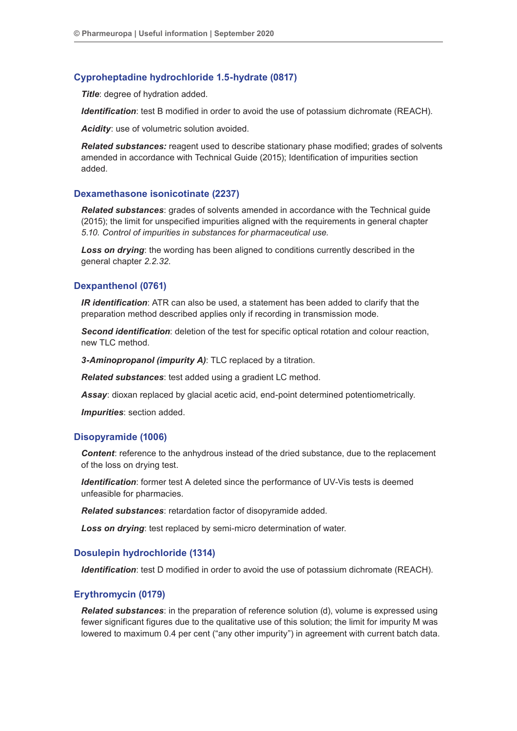### Cyproheptadine hydrochloride 1.5-hydrate (0817)

***Title***: degree of hydration added.

***Identification***: test B modified in order to avoid the use of potassium dichromate (REACH).

***Acidity***: use of volumetric solution avoided.

***Related substances:*** reagent used to describe stationary phase modified; grades of solvents amended in accordance with Technical Guide (2015); Identification of impurities section added.

### Dexamethasone isonicotinate (2237)

***Related substances***: grades of solvents amended in accordance with the Technical guide (2015); the limit for unspecified impurities aligned with the requirements in general chapter *5.10. Control of impurities in substances for pharmaceutical use.*

***Loss on drying***: the wording has been aligned to conditions currently described in the general chapter *2.2.32.*

### Dexpanthenol (0761)

***IR identification***: ATR can also be used, a statement has been added to clarify that the preparation method described applies only if recording in transmission mode.

***Second identification***: deletion of the test for specific optical rotation and colour reaction, new TLC method.

***3-Aminopropanol (impurity A)***: TLC replaced by a titration.

***Related substances***: test added using a gradient LC method.

***Assay***: dioxan replaced by glacial acetic acid, end-point determined potentiometrically.

***Impurities***: section added.

### Disopyramide (1006)

***Content***: reference to the anhydrous instead of the dried substance, due to the replacement of the loss on drying test.

***Identification***: former test A deleted since the performance of UV-Vis tests is deemed unfeasible for pharmacies.

***Related substances***: retardation factor of disopyramide added.

***Loss on drying***: test replaced by semi-micro determination of water.

### Dosulepin hydrochloride (1314)

***Identification***: test D modified in order to avoid the use of potassium dichromate (REACH).

### Erythromycin (0179)

***Related substances***: in the preparation of reference solution (d), volume is expressed using fewer significant figures due to the qualitative use of this solution; the limit for impurity M was lowered to maximum 0.4 per cent ("any other impurity") in agreement with current batch data.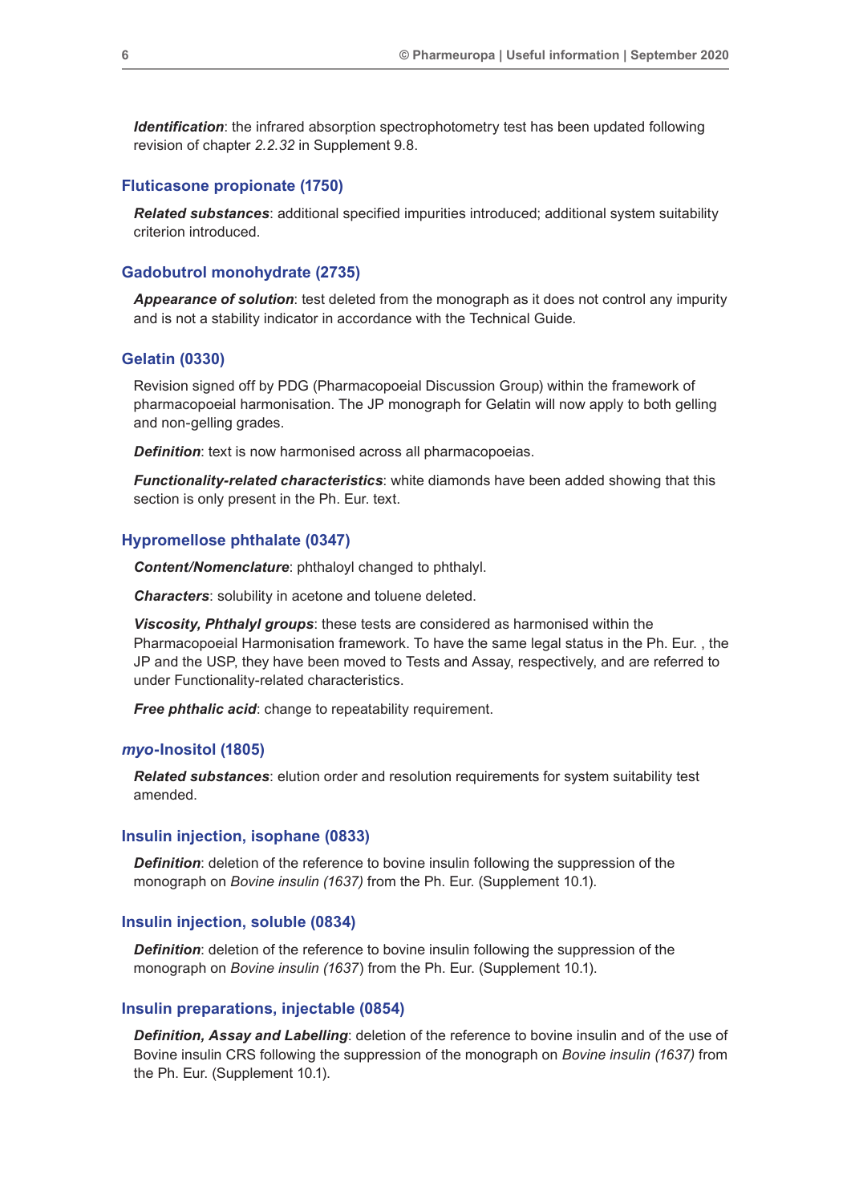***Identification***: the infrared absorption spectrophotometry test has been updated following revision of chapter *2.2.32* in Supplement 9.8.

### Fluticasone propionate (1750)

***Related substances***: additional specified impurities introduced; additional system suitability criterion introduced.

### Gadobutrol monohydrate (2735)

***Appearance of solution***: test deleted from the monograph as it does not control any impurity and is not a stability indicator in accordance with the Technical Guide.

### Gelatin (0330)

Revision signed off by PDG (Pharmacopoeial Discussion Group) within the framework of pharmacopoeial harmonisation. The JP monograph for Gelatin will now apply to both gelling and non-gelling grades.

***Definition***: text is now harmonised across all pharmacopoeias.

***Functionality-related characteristics***: white diamonds have been added showing that this section is only present in the Ph. Eur. text.

### Hypromellose phthalate (0347)

***Content/Nomenclature***: phthaloyl changed to phthalyl.

***Characters***: solubility in acetone and toluene deleted.

***Viscosity, Phthalyl groups***: these tests are considered as harmonised within the Pharmacopoeial Harmonisation framework. To have the same legal status in the Ph. Eur. , the JP and the USP, they have been moved to Tests and Assay, respectively, and are referred to under Functionality-related characteristics.

***Free phthalic acid***: change to repeatability requirement.

### *myo*-Inositol (1805)

***Related substances***: elution order and resolution requirements for system suitability test amended.

### Insulin injection, isophane (0833)

***Definition***: deletion of the reference to bovine insulin following the suppression of the monograph on *Bovine insulin (1637)* from the Ph. Eur. (Supplement 10.1).

### Insulin injection, soluble (0834)

***Definition***: deletion of the reference to bovine insulin following the suppression of the monograph on *Bovine insulin (1637*) from the Ph. Eur. (Supplement 10.1).

### Insulin preparations, injectable (0854)

***Definition, Assay and Labelling***: deletion of the reference to bovine insulin and of the use of Bovine insulin CRS following the suppression of the monograph on *Bovine insulin (1637)* from the Ph. Eur. (Supplement 10.1).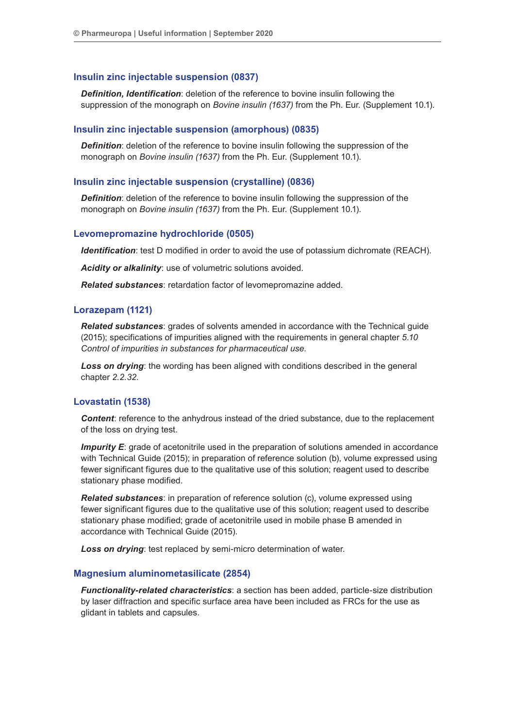### Insulin zinc injectable suspension (0837)

***Definition, Identification***: deletion of the reference to bovine insulin following the suppression of the monograph on *Bovine insulin (1637)* from the Ph. Eur. (Supplement 10.1).

### Insulin zinc injectable suspension (amorphous) (0835)

***Definition***: deletion of the reference to bovine insulin following the suppression of the monograph on *Bovine insulin (1637)* from the Ph. Eur. (Supplement 10.1).

### Insulin zinc injectable suspension (crystalline) (0836)

***Definition***: deletion of the reference to bovine insulin following the suppression of the monograph on *Bovine insulin (1637)* from the Ph. Eur. (Supplement 10.1).

### Levomepromazine hydrochloride (0505)

***Identification***: test D modified in order to avoid the use of potassium dichromate (REACH).

***Acidity or alkalinity***: use of volumetric solutions avoided.

***Related substances***: retardation factor of levomepromazine added.

### Lorazepam (1121)

***Related substances***: grades of solvents amended in accordance with the Technical guide (2015); specifications of impurities aligned with the requirements in general chapter *5.10 Control of impurities in substances for pharmaceutical use*.

***Loss on drying***: the wording has been aligned with conditions described in the general chapter *2.2.32*.

### Lovastatin (1538)

***Content***: reference to the anhydrous instead of the dried substance, due to the replacement of the loss on drying test.

***Impurity E***: grade of acetonitrile used in the preparation of solutions amended in accordance with Technical Guide (2015); in preparation of reference solution (b), volume expressed using fewer significant figures due to the qualitative use of this solution; reagent used to describe stationary phase modified.

***Related substances***: in preparation of reference solution (c), volume expressed using fewer significant figures due to the qualitative use of this solution; reagent used to describe stationary phase modified; grade of acetonitrile used in mobile phase B amended in accordance with Technical Guide (2015).

***Loss on drying***: test replaced by semi-micro determination of water.

### Magnesium aluminometasilicate (2854)

***Functionality-related characteristics***: a section has been added, particle-size distribution by laser diffraction and specific surface area have been included as FRCs for the use as glidant in tablets and capsules.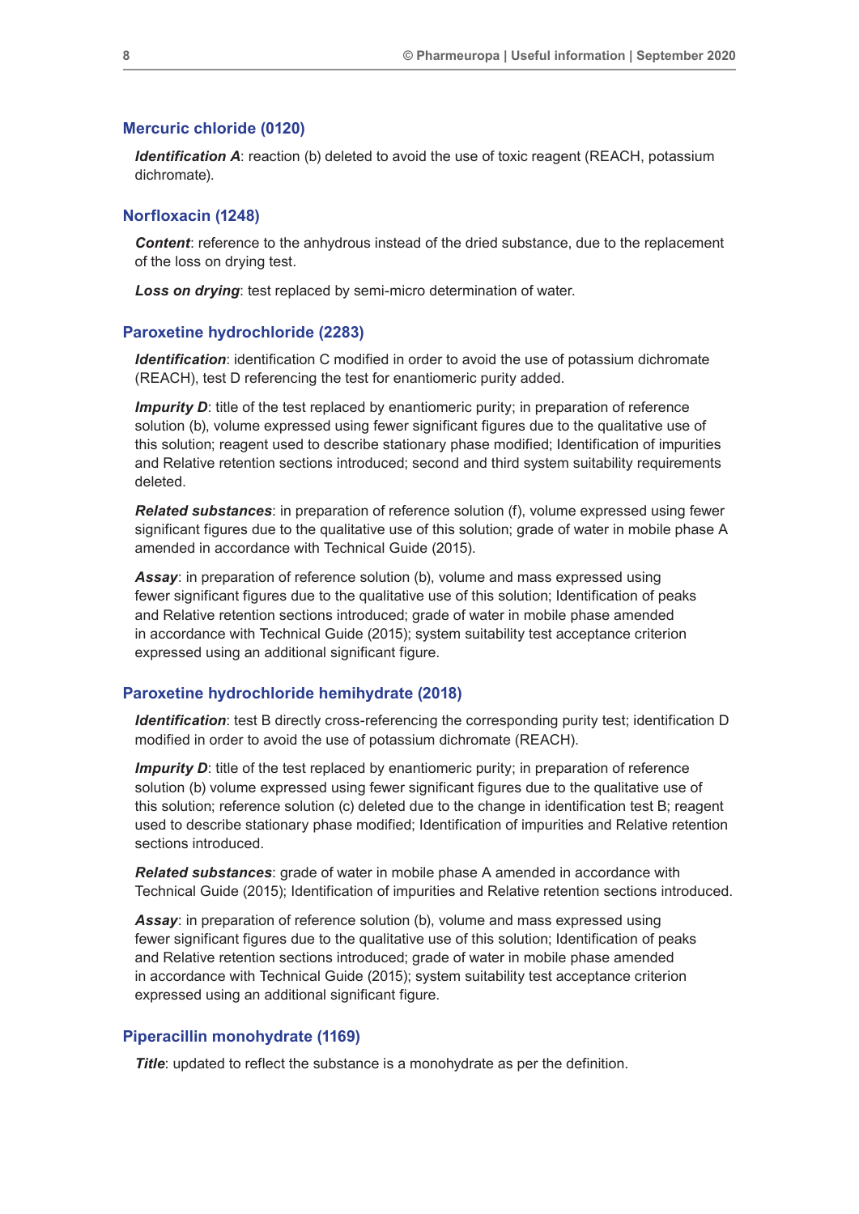### Mercuric chloride (0120)

***Identification A***: reaction (b) deleted to avoid the use of toxic reagent (REACH, potassium dichromate).

### Norfloxacin (1248)

***Content***: reference to the anhydrous instead of the dried substance, due to the replacement of the loss on drying test.

***Loss on drying***: test replaced by semi-micro determination of water.

### Paroxetine hydrochloride (2283)

***Identification***: identification C modified in order to avoid the use of potassium dichromate (REACH), test D referencing the test for enantiomeric purity added.

***Impurity D***: title of the test replaced by enantiomeric purity; in preparation of reference solution (b), volume expressed using fewer significant figures due to the qualitative use of this solution; reagent used to describe stationary phase modified; Identification of impurities and Relative retention sections introduced; second and third system suitability requirements deleted.

***Related substances***: in preparation of reference solution (f), volume expressed using fewer significant figures due to the qualitative use of this solution; grade of water in mobile phase A amended in accordance with Technical Guide (2015).

***Assay***: in preparation of reference solution (b), volume and mass expressed using fewer significant figures due to the qualitative use of this solution; Identification of peaks and Relative retention sections introduced; grade of water in mobile phase amended in accordance with Technical Guide (2015); system suitability test acceptance criterion expressed using an additional significant figure.

### Paroxetine hydrochloride hemihydrate (2018)

***Identification***: test B directly cross-referencing the corresponding purity test; identification D modified in order to avoid the use of potassium dichromate (REACH).

***Impurity D***: title of the test replaced by enantiomeric purity; in preparation of reference solution (b) volume expressed using fewer significant figures due to the qualitative use of this solution; reference solution (c) deleted due to the change in identification test B; reagent used to describe stationary phase modified; Identification of impurities and Relative retention sections introduced.

***Related substances***: grade of water in mobile phase A amended in accordance with Technical Guide (2015); Identification of impurities and Relative retention sections introduced.

***Assay***: in preparation of reference solution (b), volume and mass expressed using fewer significant figures due to the qualitative use of this solution; Identification of peaks and Relative retention sections introduced; grade of water in mobile phase amended in accordance with Technical Guide (2015); system suitability test acceptance criterion expressed using an additional significant figure.

### Piperacillin monohydrate (1169)

***Title***: updated to reflect the substance is a monohydrate as per the definition.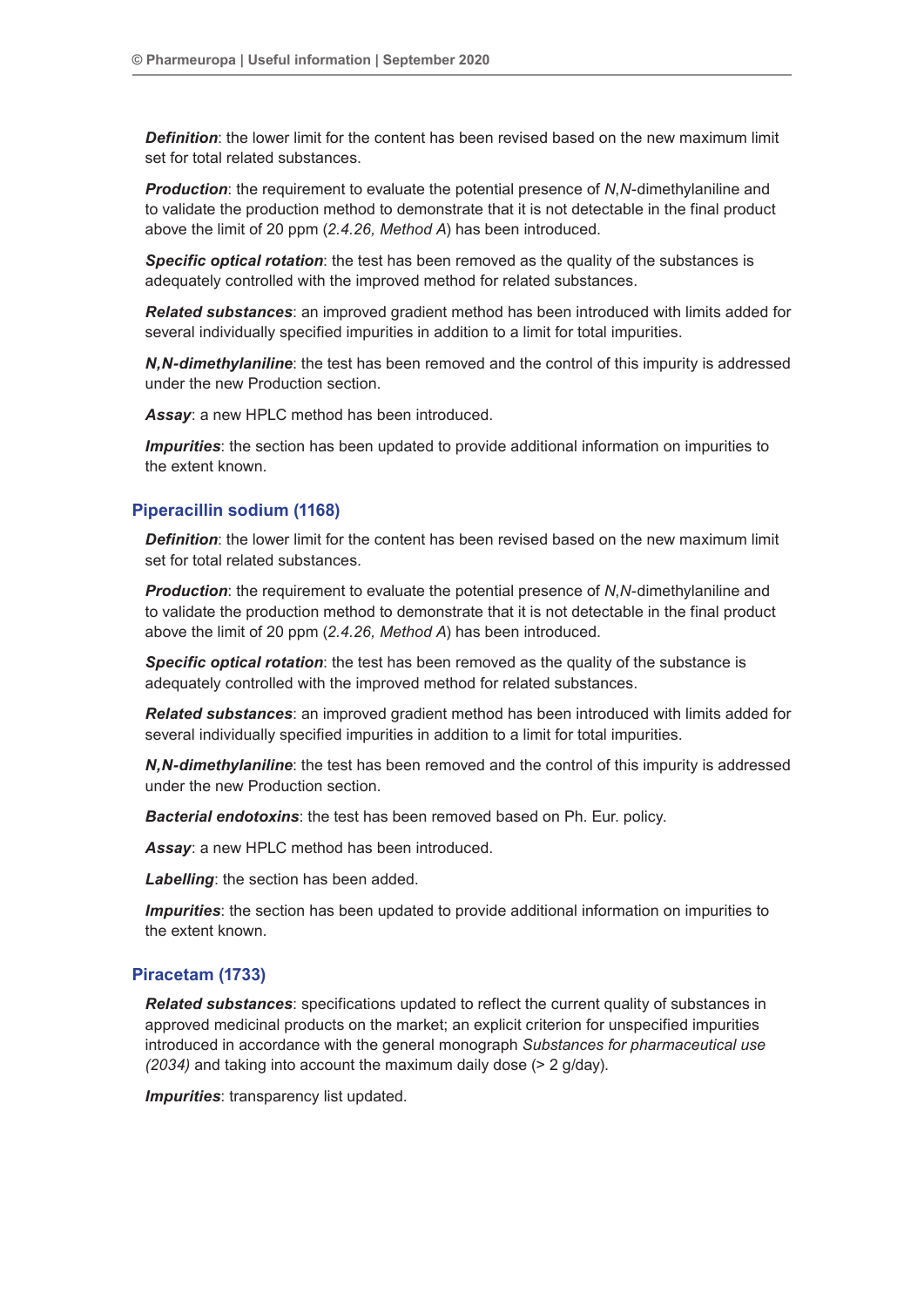***Definition***: the lower limit for the content has been revised based on the new maximum limit set for total related substances.

***Production***: the requirement to evaluate the potential presence of *N*,*N*-dimethylaniline and to validate the production method to demonstrate that it is not detectable in the final product above the limit of 20 ppm (*2.4.26, Method A*) has been introduced.

***Specific optical rotation***: the test has been removed as the quality of the substances is adequately controlled with the improved method for related substances.

***Related substances***: an improved gradient method has been introduced with limits added for several individually specified impurities in addition to a limit for total impurities.

***N,N-dimethylaniline***: the test has been removed and the control of this impurity is addressed under the new Production section.

***Assay***: a new HPLC method has been introduced.

***Impurities***: the section has been updated to provide additional information on impurities to the extent known.

### Piperacillin sodium (1168)

***Definition***: the lower limit for the content has been revised based on the new maximum limit set for total related substances.

***Production***: the requirement to evaluate the potential presence of *N*,*N*-dimethylaniline and to validate the production method to demonstrate that it is not detectable in the final product above the limit of 20 ppm (*2.4.26, Method A*) has been introduced.

***Specific optical rotation***: the test has been removed as the quality of the substance is adequately controlled with the improved method for related substances.

***Related substances***: an improved gradient method has been introduced with limits added for several individually specified impurities in addition to a limit for total impurities.

***N,N-dimethylaniline***: the test has been removed and the control of this impurity is addressed under the new Production section.

***Bacterial endotoxins***: the test has been removed based on Ph. Eur. policy.

***Assay***: a new HPLC method has been introduced.

***Labelling***: the section has been added.

***Impurities***: the section has been updated to provide additional information on impurities to the extent known.

### Piracetam (1733)

***Related substances***: specifications updated to reflect the current quality of substances in approved medicinal products on the market; an explicit criterion for unspecified impurities introduced in accordance with the general monograph *Substances for pharmaceutical use (2034)* and taking into account the maximum daily dose (> 2 g/day).

***Impurities***: transparency list updated.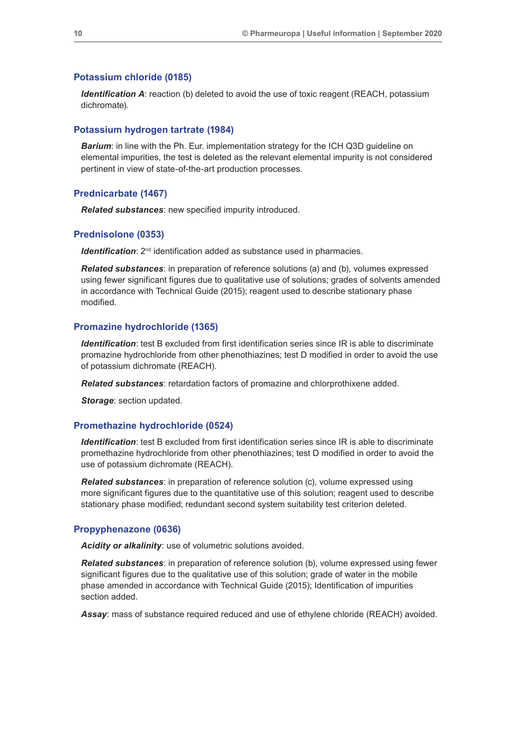### Potassium chloride (0185)

***Identification A***: reaction (b) deleted to avoid the use of toxic reagent (REACH, potassium dichromate).

### Potassium hydrogen tartrate (1984)

***Barium***: in line with the Ph. Eur. implementation strategy for the ICH Q3D guideline on elemental impurities, the test is deleted as the relevant elemental impurity is not considered pertinent in view of state-of-the-art production processes.

### Prednicarbate (1467)

***Related substances***: new specified impurity introduced.

### Prednisolone (0353)

***Identification***: 2nd identification added as substance used in pharmacies.

***Related substances***: in preparation of reference solutions (a) and (b), volumes expressed using fewer significant figures due to qualitative use of solutions; grades of solvents amended in accordance with Technical Guide (2015); reagent used to describe stationary phase modified.

### Promazine hydrochloride (1365)

***Identification***: test B excluded from first identification series since IR is able to discriminate promazine hydrochloride from other phenothiazines; test D modified in order to avoid the use of potassium dichromate (REACH).

***Related substances***: retardation factors of promazine and chlorprothixene added.

***Storage***: section updated.

### Promethazine hydrochloride (0524)

***Identification***: test B excluded from first identification series since IR is able to discriminate promethazine hydrochloride from other phenothiazines; test D modified in order to avoid the use of potassium dichromate (REACH).

***Related substances***: in preparation of reference solution (c), volume expressed using more significant figures due to the quantitative use of this solution; reagent used to describe stationary phase modified; redundant second system suitability test criterion deleted.

### Propyphenazone (0636)

***Acidity or alkalinity***: use of volumetric solutions avoided.

***Related substances***: in preparation of reference solution (b), volume expressed using fewer significant figures due to the qualitative use of this solution; grade of water in the mobile phase amended in accordance with Technical Guide (2015); Identification of impurities section added.

***Assay***: mass of substance required reduced and use of ethylene chloride (REACH) avoided.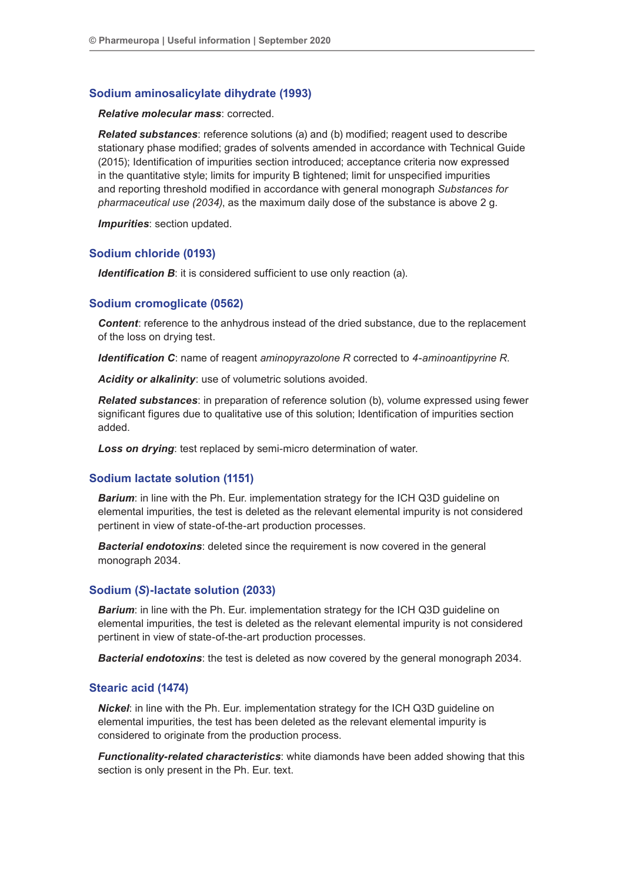### Sodium aminosalicylate dihydrate (1993)

***Relative molecular mass***: corrected.

***Related substances***: reference solutions (a) and (b) modified; reagent used to describe stationary phase modified; grades of solvents amended in accordance with Technical Guide (2015); Identification of impurities section introduced; acceptance criteria now expressed in the quantitative style; limits for impurity B tightened; limit for unspecified impurities and reporting threshold modified in accordance with general monograph *Substances for pharmaceutical use (2034)*, as the maximum daily dose of the substance is above 2 g.

***Impurities***: section updated.

### Sodium chloride (0193)

***Identification B***: it is considered sufficient to use only reaction (a).

### Sodium cromoglicate (0562)

***Content***: reference to the anhydrous instead of the dried substance, due to the replacement of the loss on drying test.

***Identification C***: name of reagent *aminopyrazolone R* corrected to *4-aminoantipyrine R*.

***Acidity or alkalinity***: use of volumetric solutions avoided.

***Related substances***: in preparation of reference solution (b), volume expressed using fewer significant figures due to qualitative use of this solution; Identification of impurities section added.

***Loss on drying***: test replaced by semi-micro determination of water.

### Sodium lactate solution (1151)

***Barium***: in line with the Ph. Eur. implementation strategy for the ICH Q3D guideline on elemental impurities, the test is deleted as the relevant elemental impurity is not considered pertinent in view of state-of-the-art production processes.

***Bacterial endotoxins***: deleted since the requirement is now covered in the general monograph 2034.

### Sodium (*S*)-lactate solution (2033)

***Barium***: in line with the Ph. Eur. implementation strategy for the ICH Q3D guideline on elemental impurities, the test is deleted as the relevant elemental impurity is not considered pertinent in view of state-of-the-art production processes.

***Bacterial endotoxins***: the test is deleted as now covered by the general monograph 2034.

### Stearic acid (1474)

***Nickel***: in line with the Ph. Eur. implementation strategy for the ICH Q3D guideline on elemental impurities, the test has been deleted as the relevant elemental impurity is considered to originate from the production process.

***Functionality-related characteristics***: white diamonds have been added showing that this section is only present in the Ph. Eur. text.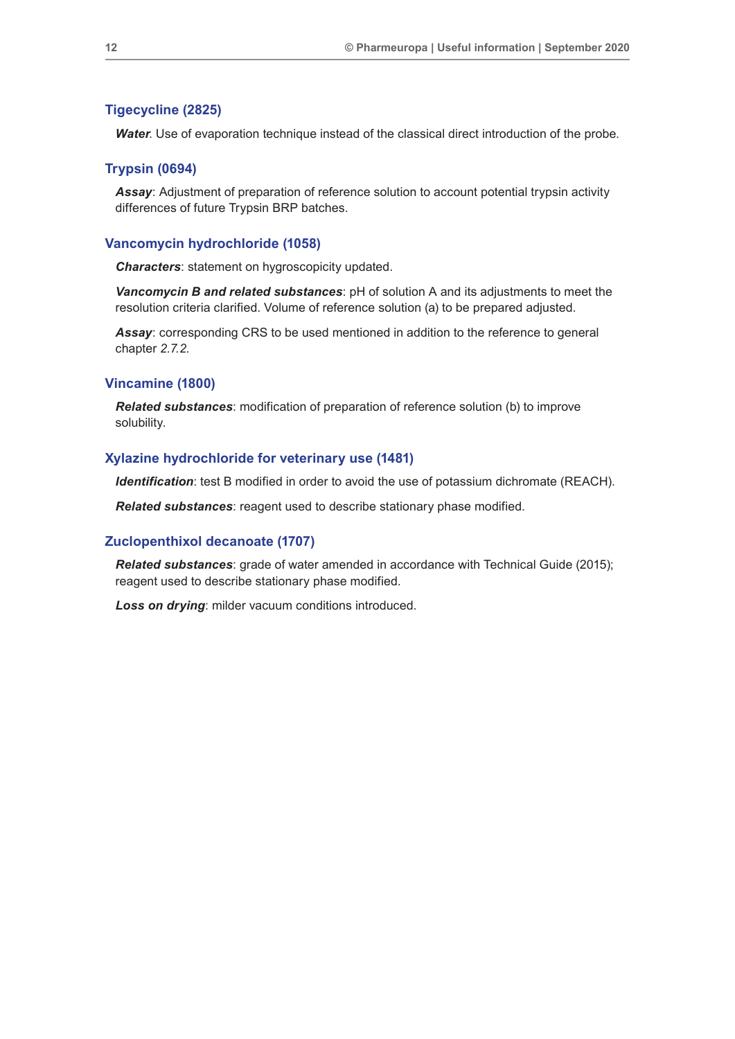### Tigecycline (2825)

***Water***. Use of evaporation technique instead of the classical direct introduction of the probe.

### Trypsin (0694)

***Assay***: Adjustment of preparation of reference solution to account potential trypsin activity differences of future Trypsin BRP batches.

### Vancomycin hydrochloride (1058)

***Characters***: statement on hygroscopicity updated.

***Vancomycin B and related substances***: pH of solution A and its adjustments to meet the resolution criteria clarified. Volume of reference solution (a) to be prepared adjusted.

***Assay***: corresponding CRS to be used mentioned in addition to the reference to general chapter *2.7.2*.

### Vincamine (1800)

***Related substances***: modification of preparation of reference solution (b) to improve solubility.

### Xylazine hydrochloride for veterinary use (1481)

***Identification***: test B modified in order to avoid the use of potassium dichromate (REACH).

***Related substances***: reagent used to describe stationary phase modified.

### Zuclopenthixol decanoate (1707)

***Related substances***: grade of water amended in accordance with Technical Guide (2015); reagent used to describe stationary phase modified.

***Loss on drying***: milder vacuum conditions introduced.